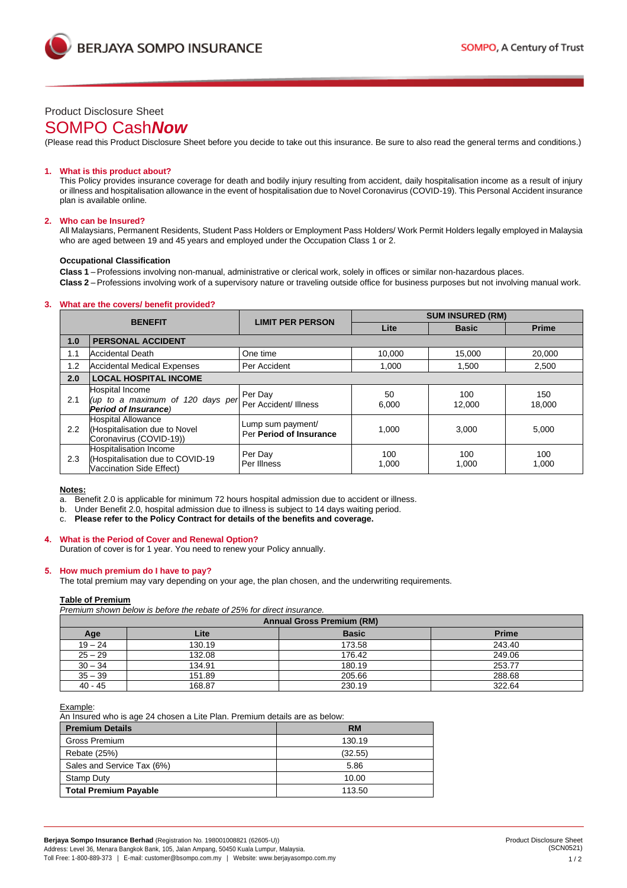Product Disclosure Sheet

# SOMPO Cash***Now***

(Please read this Product Disclosure Sheet before you decide to take out this insurance. Be sure to also read the general terms and conditions.)

## 1. What is this product about?

This Policy provides insurance coverage for death and bodily injury resulting from accident, daily hospitalisation income as a result of injury or illness and hospitalisation allowance in the event of hospitalisation due to Novel Coronavirus (COVID-19). This Personal Accident insurance plan is available online.

## 2. Who can be Insured?

All Malaysians, Permanent Residents, Student Pass Holders or Employment Pass Holders/ Work Permit Holders legally employed in Malaysia who are aged between 19 and 45 years and employed under the Occupation Class 1 or 2.

**Occupational Classification**

**Class 1** – Professions involving non-manual, administrative or clerical work, solely in offices or similar non-hazardous places.
**Class 2** – Professions involving work of a supervisory nature or traveling outside office for business purposes but not involving manual work.

## 3. What are the covers/ benefit provided?

| BENEFIT | | LIMIT PER PERSON | SUM INSURED (RM) | | |
|---|---|---|---|---|---|
| | | | Lite | Basic | Prime |
| **1.0** | **PERSONAL ACCIDENT** | | | | |
| 1.1 | Accidental Death | One time | 10,000 | 15,000 | 20,000 |
| 1.2 | Accidental Medical Expenses | Per Accident | 1,000 | 1,500 | 2,500 |
| **2.0** | **LOCAL HOSPITAL INCOME** | | | | |
| 2.1 | Hospital Income *(up to a maximum of 120 days per **Period of Insurance**)* | Per Day<br>Per Accident/ Illness | 50<br>6,000 | 100<br>12,000 | 150<br>18,000 |
| 2.2 | Hospital Allowance (Hospitalisation due to Novel Coronavirus (COVID-19)) | Lump sum payment/ Per **Period of Insurance** | 1,000 | 3,000 | 5,000 |
| 2.3 | Hospitalisation Income (Hospitalisation due to COVID-19 Vaccination Side Effect) | Per Day<br>Per Illness | 100<br>1,000 | 100<br>1,000 | 100<br>1,000 |

**Notes:**

a. Benefit 2.0 is applicable for minimum 72 hours hospital admission due to accident or illness.
b. Under Benefit 2.0, hospital admission due to illness is subject to 14 days waiting period.
c. **Please refer to the Policy Contract for details of the benefits and coverage.**

## 4. What is the Period of Cover and Renewal Option?

Duration of cover is for 1 year. You need to renew your Policy annually.

## 5. How much premium do I have to pay?

The total premium may vary depending on your age, the plan chosen, and the underwriting requirements.

**Table of Premium**

*Premium shown below is before the rebate of 25% for direct insurance.*

| Annual Gross Premium (RM) | | | |
|---|---|---|---|
| Age | Lite | Basic | Prime |
| 19 – 24 | 130.19 | 173.58 | 243.40 |
| 25 – 29 | 132.08 | 176.42 | 249.06 |
| 30 – 34 | 134.91 | 180.19 | 253.77 |
| 35 – 39 | 151.89 | 205.66 | 288.68 |
| 40 - 45 | 168.87 | 230.19 | 322.64 |

Example:

An Insured who is age 24 chosen a Lite Plan. Premium details are as below:

| Premium Details | RM |
|---|---|
| Gross Premium | 130.19 |
| Rebate (25%) | (32.55) |
| Sales and Service Tax (6%) | 5.86 |
| Stamp Duty | 10.00 |
| **Total Premium Payable** | 113.50 |

**Berjaya Sompo Insurance Berhad** (Registration No. 198001008821 (62605-U))
Address: Level 36, Menara Bangkok Bank, 105, Jalan Ampang, 50450 Kuala Lumpur, Malaysia.
Toll Free: 1-800-889-373 | E-mail: customer@bsompo.com.my | Website: www.berjayasompo.com.my

Product Disclosure Sheet (SCN0521)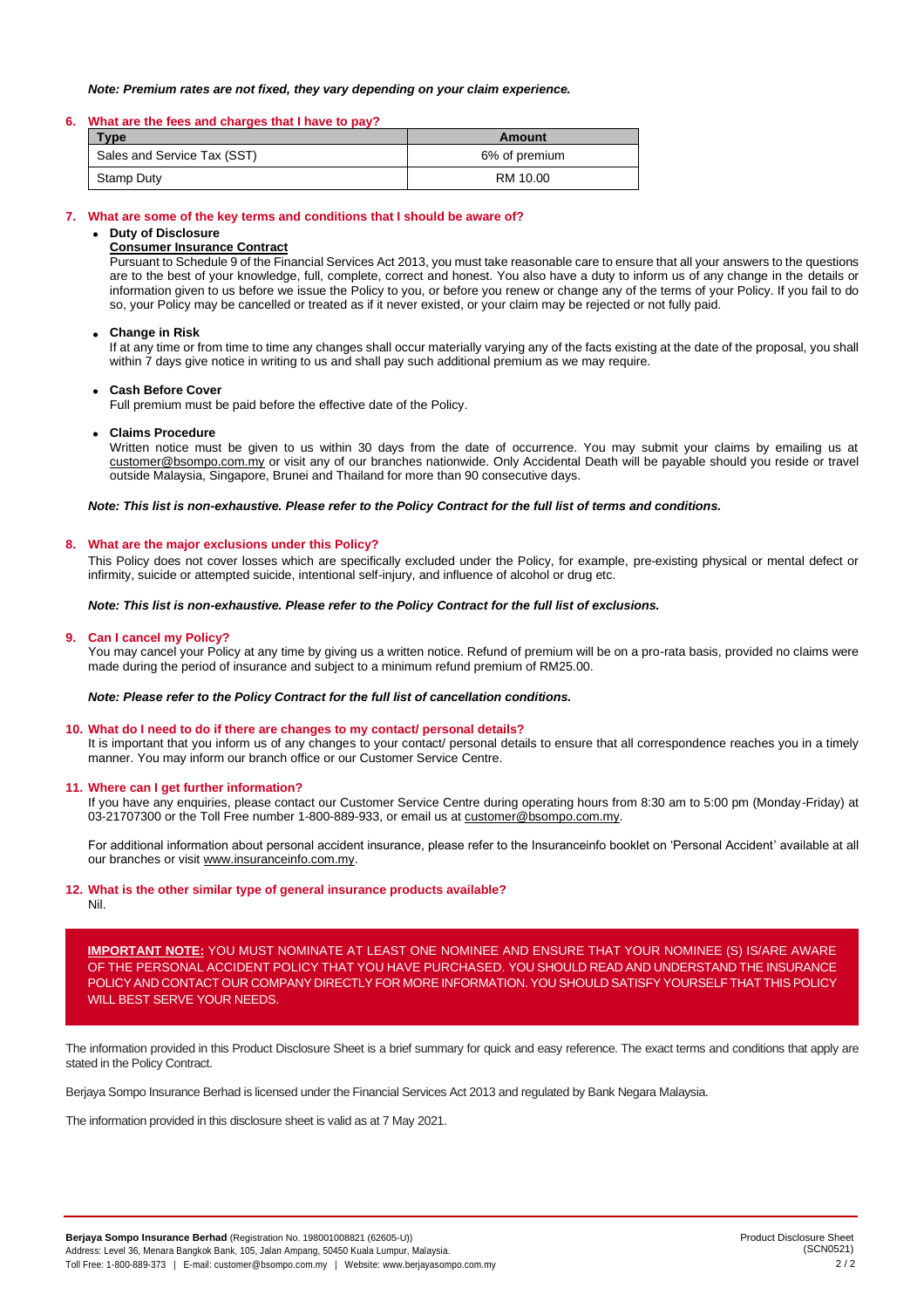***Note: Premium rates are not fixed, they vary depending on your claim experience.***

## 6. What are the fees and charges that I have to pay?

| Type | Amount |
|---|---|
| Sales and Service Tax (SST) | 6% of premium |
| Stamp Duty | RM 10.00 |

## 7. What are some of the key terms and conditions that I should be aware of?

- **Duty of Disclosure**

  **Consumer Insurance Contract**

  Pursuant to Schedule 9 of the Financial Services Act 2013, you must take reasonable care to ensure that all your answers to the questions are to the best of your knowledge, full, complete, correct and honest. You also have a duty to inform us of any change in the details or information given to us before we issue the Policy to you, or before you renew or change any of the terms of your Policy. If you fail to do so, your Policy may be cancelled or treated as if it never existed, or your claim may be rejected or not fully paid.

- **Change in Risk**

  If at any time or from time to time any changes shall occur materially varying any of the facts existing at the date of the proposal, you shall within 7 days give notice in writing to us and shall pay such additional premium as we may require.

- **Cash Before Cover**

  Full premium must be paid before the effective date of the Policy.

- **Claims Procedure**

  Written notice must be given to us within 30 days from the date of occurrence. You may submit your claims by emailing us at customer@bsompo.com.my or visit any of our branches nationwide. Only Accidental Death will be payable should you reside or travel outside Malaysia, Singapore, Brunei and Thailand for more than 90 consecutive days.

***Note: This list is non-exhaustive. Please refer to the Policy Contract for the full list of terms and conditions.***

## 8. What are the major exclusions under this Policy?

This Policy does not cover losses which are specifically excluded under the Policy, for example, pre-existing physical or mental defect or infirmity, suicide or attempted suicide, intentional self-injury, and influence of alcohol or drug etc.

***Note: This list is non-exhaustive. Please refer to the Policy Contract for the full list of exclusions.***

## 9. Can I cancel my Policy?

You may cancel your Policy at any time by giving us a written notice. Refund of premium will be on a pro-rata basis, provided no claims were made during the period of insurance and subject to a minimum refund premium of RM25.00.

***Note: Please refer to the Policy Contract for the full list of cancellation conditions.***

## 10. What do I need to do if there are changes to my contact/ personal details?

It is important that you inform us of any changes to your contact/ personal details to ensure that all correspondence reaches you in a timely manner. You may inform our branch office or our Customer Service Centre.

## 11. Where can I get further information?

If you have any enquiries, please contact our Customer Service Centre during operating hours from 8:30 am to 5:00 pm (Monday-Friday) at 03-21707300 or the Toll Free number 1-800-889-933, or email us at customer@bsompo.com.my.

For additional information about personal accident insurance, please refer to the Insuranceinfo booklet on 'Personal Accident' available at all our branches or visit www.insuranceinfo.com.my.

## 12. What is the other similar type of general insurance products available?

Nil.

**IMPORTANT NOTE:** YOU MUST NOMINATE AT LEAST ONE NOMINEE AND ENSURE THAT YOUR NOMINEE (S) IS/ARE AWARE OF THE PERSONAL ACCIDENT POLICY THAT YOU HAVE PURCHASED. YOU SHOULD READ AND UNDERSTAND THE INSURANCE POLICY AND CONTACT OUR COMPANY DIRECTLY FOR MORE INFORMATION. YOU SHOULD SATISFY YOURSELF THAT THIS POLICY WILL BEST SERVE YOUR NEEDS.

The information provided in this Product Disclosure Sheet is a brief summary for quick and easy reference. The exact terms and conditions that apply are stated in the Policy Contract.

Berjaya Sompo Insurance Berhad is licensed under the Financial Services Act 2013 and regulated by Bank Negara Malaysia.

The information provided in this disclosure sheet is valid as at 7 May 2021.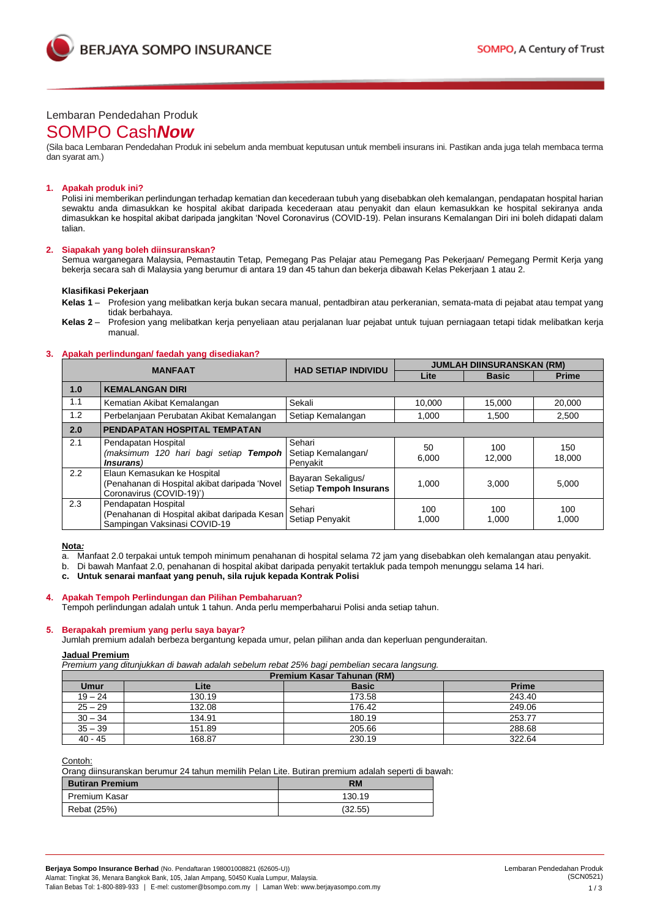Lembaran Pendedahan Produk

# SOMPO Cash***Now***

(Sila baca Lembaran Pendedahan Produk ini sebelum anda membuat keputusan untuk membeli insurans ini. Pastikan anda juga telah membaca terma dan syarat am.)

## 1. Apakah produk ini?

Polisi ini memberikan perlindungan terhadap kematian dan kecederaan tubuh yang disebabkan oleh kemalangan, pendapatan hospital harian sewaktu anda dimasukkan ke hospital akibat daripada kecederaan atau penyakit dan elaun kemasukkan ke hospital sekiranya anda dimasukkan ke hospital akibat daripada jangkitan 'Novel Coronavirus (COVID-19). Pelan insurans Kemalangan Diri ini boleh didapati dalam talian.

## 2. Siapakah yang boleh diinsuranskan?

Semua warganegara Malaysia, Pemastautin Tetap, Pemegang Pas Pelajar atau Pemegang Pas Pekerjaan/ Pemegang Permit Kerja yang bekerja secara sah di Malaysia yang berumur di antara 19 dan 45 tahun dan bekerja dibawah Kelas Pekerjaan 1 atau 2.

**Klasifikasi Pekerjaan**

**Kelas 1** – Profesion yang melibatkan kerja bukan secara manual, pentadbiran atau perkeranian, semata-mata di pejabat atau tempat yang tidak berbahaya.

**Kelas 2** – Profesion yang melibatkan kerja penyeliaan atau perjalanan luar pejabat untuk tujuan perniagaan tetapi tidak melibatkan kerja manual.

## 3. Apakah perlindungan/ faedah yang disediakan?

| MANFAAT | | HAD SETIAP INDIVIDU | JUMLAH DIINSURANSKAN (RM) | | |
|---|---|---|---|---|---|
| | | | Lite | Basic | Prime |
| **1.0** | **KEMALANGAN DIRI** | | | | |
| 1.1 | Kematian Akibat Kemalangan | Sekali | 10,000 | 15,000 | 20,000 |
| 1.2 | Perbelanjaan Perubatan Akibat Kemalangan | Setiap Kemalangan | 1,000 | 1,500 | 2,500 |
| **2.0** | **PENDAPATAN HOSPITAL TEMPATAN** | | | | |
| 2.1 | Pendapatan Hospital *(maksimum 120 hari bagi setiap **Tempoh Insurans**)* | Sehari<br>Setiap Kemalangan/ Penyakit | 50<br>6,000 | 100<br>12,000 | 150<br>18,000 |
| 2.2 | Elaun Kemasukan ke Hospital (Penahanan di Hospital akibat daripada 'Novel Coronavirus (COVID-19)') | Bayaran Sekaligus/ Setiap **Tempoh Insurans** | 1,000 | 3,000 | 5,000 |
| 2.3 | Pendapatan Hospital (Penahanan di Hospital akibat daripada Kesan Sampingan Vaksinasi COVID-19 | Sehari<br>Setiap Penyakit | 100<br>1,000 | 100<br>1,000 | 100<br>1,000 |

**Nota:**

a. Manfaat 2.0 terpakai untuk tempoh minimum penahanan di hospital selama 72 jam yang disebabkan oleh kemalangan atau penyakit.
b. Di bawah Manfaat 2.0, penahanan di hospital akibat daripada penyakit tertakluk pada tempoh menunggu selama 14 hari.
c. **Untuk senarai manfaat yang penuh, sila rujuk kepada Kontrak Polisi**

## 4. Apakah Tempoh Perlindungan dan Pilihan Pembaharuan?

Tempoh perlindungan adalah untuk 1 tahun. Anda perlu memperbaharui Polisi anda setiap tahun.

## 5. Berapakah premium yang perlu saya bayar?

Jumlah premium adalah berbeza bergantung kepada umur, pelan pilihan anda dan keperluan pengunderaitan.

**Jadual Premium**

*Premium yang ditunjukkan di bawah adalah sebelum rebat 25% bagi pembelian secara langsung.*

| Premium Kasar Tahunan (RM) | | | |
|---|---|---|---|
| Umur | Lite | Basic | Prime |
| 19 – 24 | 130.19 | 173.58 | 243.40 |
| 25 – 29 | 132.08 | 176.42 | 249.06 |
| 30 – 34 | 134.91 | 180.19 | 253.77 |
| 35 – 39 | 151.89 | 205.66 | 288.68 |
| 40 - 45 | 168.87 | 230.19 | 322.64 |

Contoh:

Orang diinsuranskan berumur 24 tahun memilih Pelan Lite. Butiran premium adalah seperti di bawah:

| Butiran Premium | RM |
|---|---|
| Premium Kasar | 130.19 |
| Rebat (25%) | (32.55) |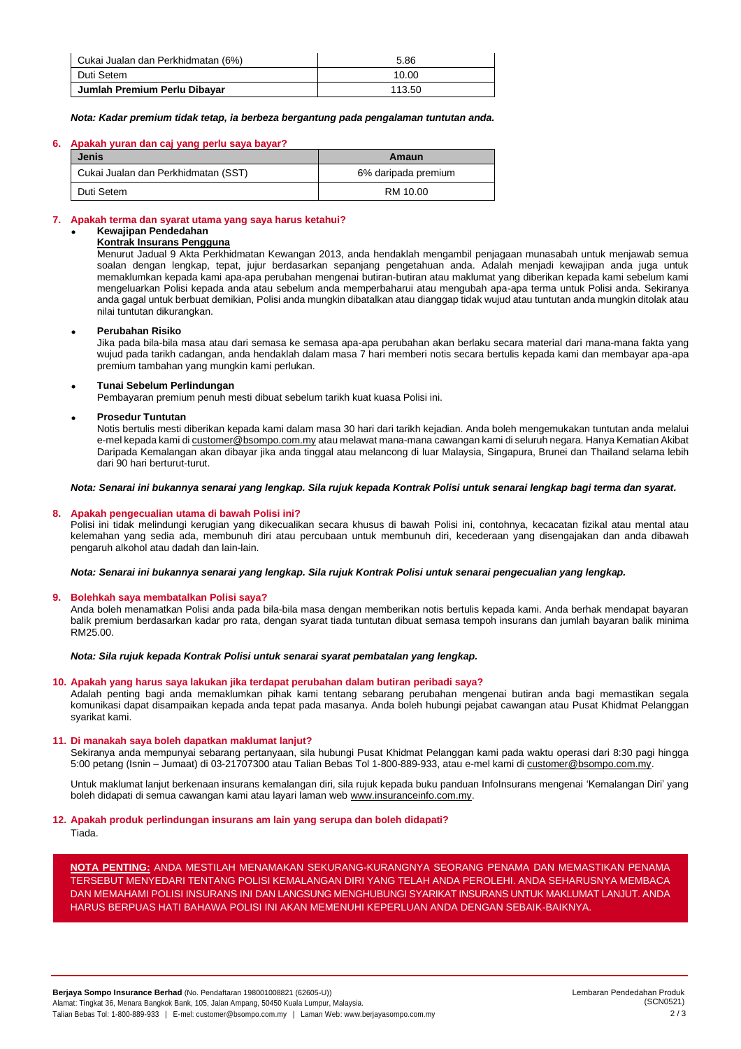| Cukai Jualan dan Perkhidmatan (6%) | 5.86 |
|---|---|
| Duti Setem | 10.00 |
| **Jumlah Premium Perlu Dibayar** | 113.50 |

***Nota: Kadar premium tidak tetap, ia berbeza bergantung pada pengalaman tuntutan anda.***

## 6. Apakah yuran dan caj yang perlu saya bayar?

| Jenis | Amaun |
|---|---|
| Cukai Jualan dan Perkhidmatan (SST) | 6% daripada premium |
| Duti Setem | RM 10.00 |

## 7. Apakah terma dan syarat utama yang saya harus ketahui?

- **Kewajipan Pendedahan**

  **Kontrak Insurans Pengguna**

  Menurut Jadual 9 Akta Perkhidmatan Kewangan 2013, anda hendaklah mengambil penjagaan munasabah untuk menjawab semua soalan dengan lengkap, tepat, jujur berdasarkan sepanjang pengetahuan anda. Adalah menjadi kewajipan anda juga untuk memaklumkan kepada kami apa-apa perubahan mengenai butiran-butiran atau maklumat yang diberikan kepada kami sebelum kami mengeluarkan Polisi kepada anda atau sebelum anda memperbaharui atau mengubah apa-apa terma untuk Polisi anda. Sekiranya anda gagal untuk berbuat demikian, Polisi anda mungkin dibatalkan atau dianggap tidak wujud atau tuntutan anda mungkin ditolak atau nilai tuntutan dikurangkan.

- **Perubahan Risiko**

  Jika pada bila-bila masa atau dari semasa ke semasa apa-apa perubahan akan berlaku secara material dari mana-mana fakta yang wujud pada tarikh cadangan, anda hendaklah dalam masa 7 hari memberi notis secara bertulis kepada kami dan membayar apa-apa premium tambahan yang mungkin kami perlukan.

- **Tunai Sebelum Perlindungan**

  Pembayaran premium penuh mesti dibuat sebelum tarikh kuat kuasa Polisi ini.

- **Prosedur Tuntutan**

  Notis bertulis mesti diberikan kepada kami dalam masa 30 hari dari tarikh kejadian. Anda boleh mengemukakan tuntutan anda melalui e-mel kepada kami di customer@bsompo.com.my atau melawat mana-mana cawangan kami di seluruh negara. Hanya Kematian Akibat Daripada Kemalangan akan dibayar jika anda tinggal atau melancong di luar Malaysia, Singapura, Brunei dan Thailand selama lebih dari 90 hari berturut-turut.

***Nota: Senarai ini bukannya senarai yang lengkap. Sila rujuk kepada Kontrak Polisi untuk senarai lengkap bagi terma dan syarat.***

## 8. Apakah pengecualian utama di bawah Polisi ini?

Polisi ini tidak melindungi kerugian yang dikecualikan secara khusus di bawah Polisi ini, contohnya, kecacatan fizikal atau mental atau kelemahan yang sedia ada, membunuh diri atau percubaan untuk membunuh diri, kecederaan yang disengajakan dan anda dibawah pengaruh alkohol atau dadah dan lain-lain.

***Nota: Senarai ini bukannya senarai yang lengkap. Sila rujuk Kontrak Polisi untuk senarai pengecualian yang lengkap.***

## 9. Bolehkah saya membatalkan Polisi saya?

Anda boleh menamatkan Polisi anda pada bila-bila masa dengan memberikan notis bertulis kepada kami. Anda berhak mendapat bayaran balik premium berdasarkan kadar pro rata, dengan syarat tiada tuntutan dibuat semasa tempoh insurans dan jumlah bayaran balik minima RM25.00.

***Nota: Sila rujuk kepada Kontrak Polisi untuk senarai syarat pembatalan yang lengkap.***

## 10. Apakah yang harus saya lakukan jika terdapat perubahan dalam butiran peribadi saya?

Adalah penting bagi anda memaklumkan pihak kami tentang sebarang perubahan mengenai butiran anda bagi memastikan segala komunikasi dapat disampaikan kepada anda tepat pada masanya. Anda boleh hubungi pejabat cawangan atau Pusat Khidmat Pelanggan syarikat kami.

## 11. Di manakah saya boleh dapatkan maklumat lanjut?

Sekiranya anda mempunyai sebarang pertanyaan, sila hubungi Pusat Khidmat Pelanggan kami pada waktu operasi dari 8:30 pagi hingga 5:00 petang (Isnin – Jumaat) di 03-21707300 atau Talian Bebas Tol 1-800-889-933, atau e-mel kami di customer@bsompo.com.my.

Untuk maklumat lanjut berkenaan insurans kemalangan diri, sila rujuk kepada buku panduan InfoInsurans mengenai 'Kemalangan Diri' yang boleh didapati di semua cawangan kami atau layari laman web www.insuranceinfo.com.my.

## 12. Apakah produk perlindungan insurans am lain yang serupa dan boleh didapati?

Tiada.

**NOTA PENTING:** ANDA MESTILAH MENAMAKAN SEKURANG-KURANGNYA SEORANG PENAMA DAN MEMASTIKAN PENAMA TERSEBUT MENYEDARI TENTANG POLISI KEMALANGAN DIRI YANG TELAH ANDA PEROLEHI. ANDA SEHARUSNYA MEMBACA DAN MEMAHAMI POLISI INSURANS INI DAN LANGSUNG MENGHUBUNGI SYARIKAT INSURANS UNTUK MAKLUMAT LANJUT. ANDA HARUS BERPUAS HATI BAHAWA POLISI INI AKAN MEMENUHI KEPERLUAN ANDA DENGAN SEBAIK-BAIKNYA.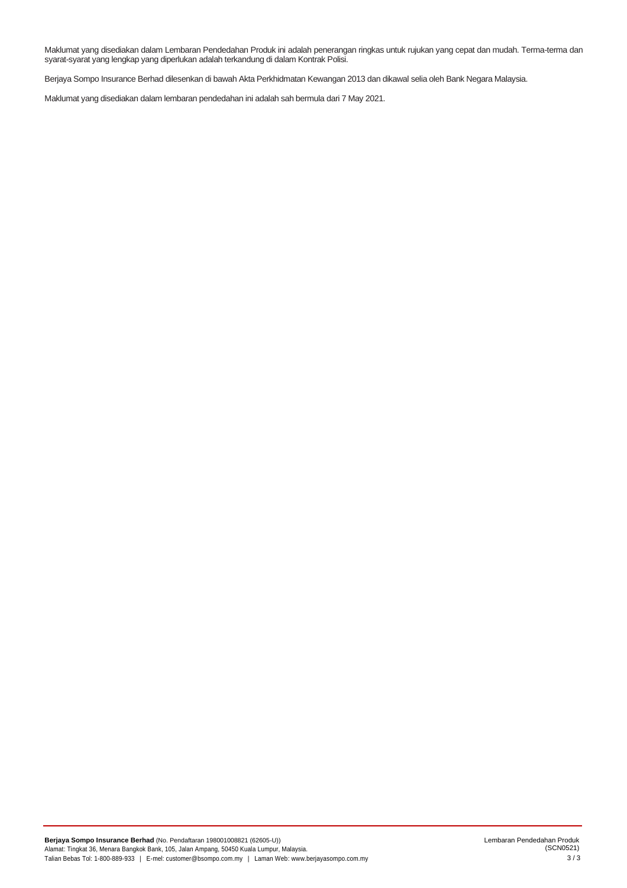Maklumat yang disediakan dalam Lembaran Pendedahan Produk ini adalah penerangan ringkas untuk rujukan yang cepat dan mudah. Terma-terma dan syarat-syarat yang lengkap yang diperlukan adalah terkandung di dalam Kontrak Polisi.

Berjaya Sompo Insurance Berhad dilesenkan di bawah Akta Perkhidmatan Kewangan 2013 dan dikawal selia oleh Bank Negara Malaysia.

Maklumat yang disediakan dalam lembaran pendedahan ini adalah sah bermula dari 7 May 2021.